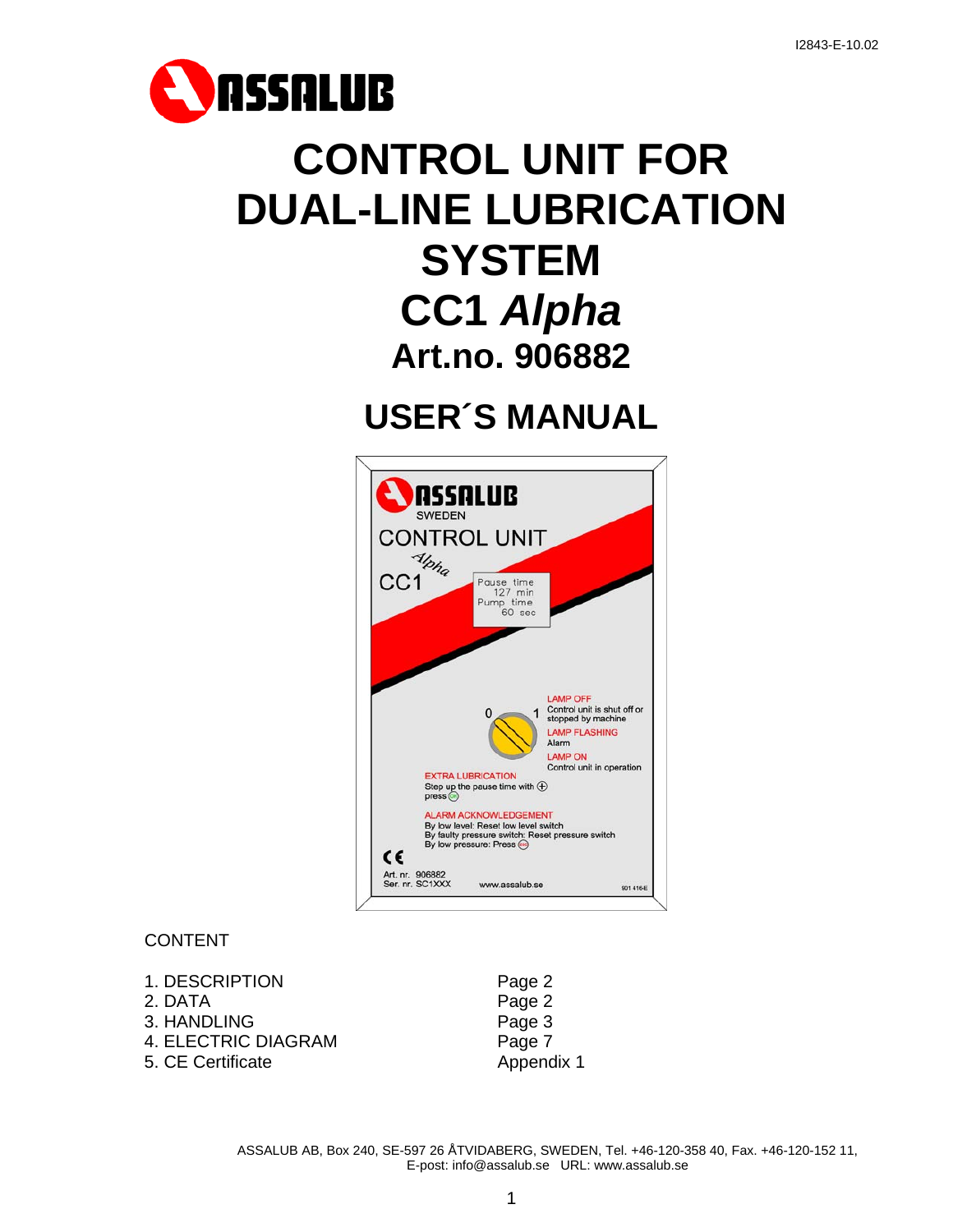I2843-E-10.02

ASSALUB

# CONTROL UNIT FOR DUAL-LINE LUBRICATION SYSTEM

# CC1 *Alpha*

## Art.no. 906882

# USER´S MANUAL

ASSALUB
SWEDEN
CONTROL UNIT
*Alpha*
CC1

Pause time
127 min
Pump time
60 sec

0 1

LAMP OFF
Control unit is shut off or stopped by machine

LAMP FLASHING
Alarm

LAMP ON
Control unit in operation

EXTRA LUBRICATION
Step up the pause time with ⊕ press

ALARM ACKNOWLEDGEMENT
By low level: Reset low level switch
By faulty pressure switch: Reset pressure switch
By low pressure: Press

CE
Art. nr. 906882
Ser. nr. SC1XXX
www.assalub.se
901 416-E

CONTENT

| | |
|---|---|
| 1. DESCRIPTION | Page 2 |
| 2. DATA | Page 2 |
| 3. HANDLING | Page 3 |
| 4. ELECTRIC DIAGRAM | Page 7 |
| 5. CE Certificate | Appendix 1 |

ASSALUB AB, Box 240, SE-597 26 ÅTVIDABERG, SWEDEN, Tel. +46-120-358 40, Fax. +46-120-152 11,
E-post: info@assalub.se URL: www.assalub.se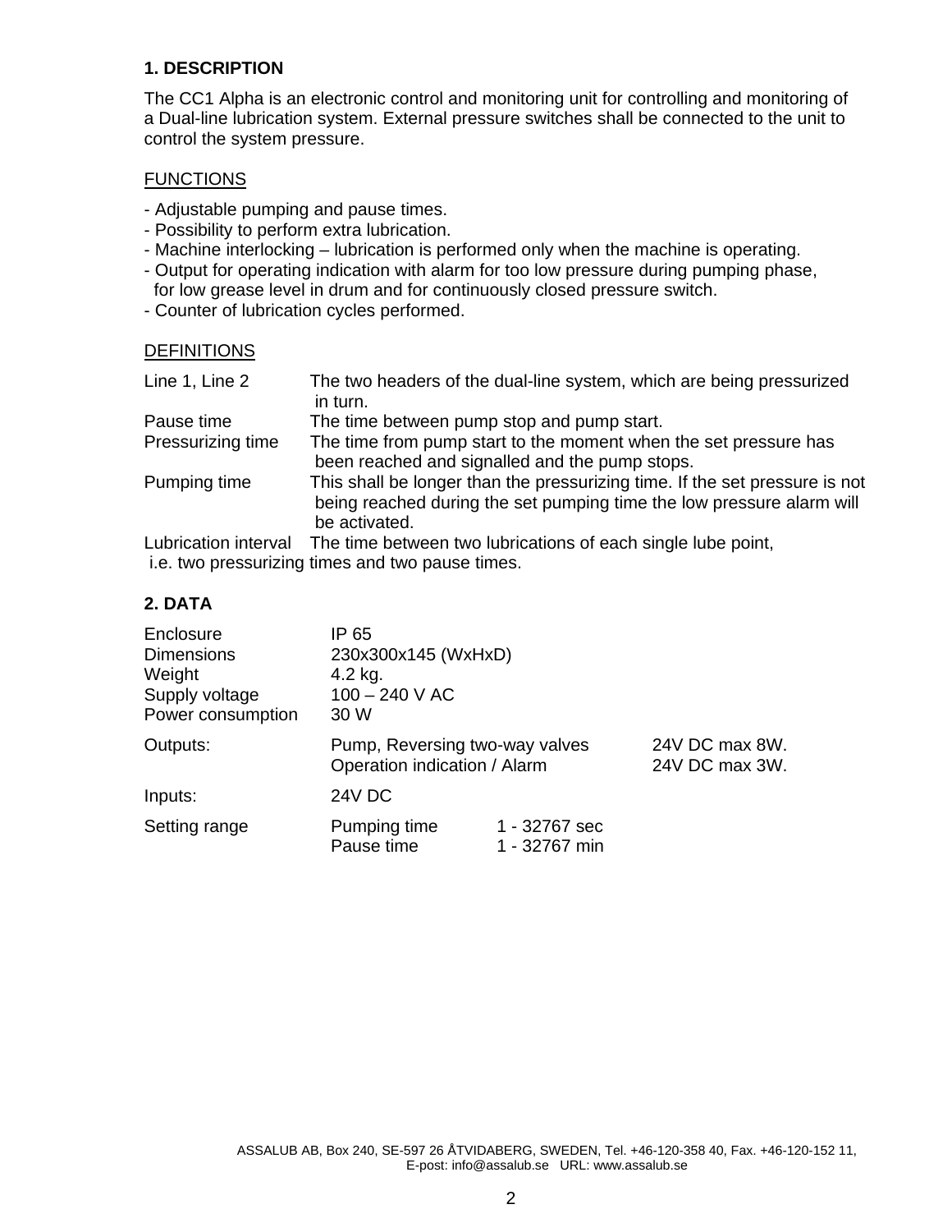## 1. DESCRIPTION

The CC1 Alpha is an electronic control and monitoring unit for controlling and monitoring of a Dual-line lubrication system. External pressure switches shall be connected to the unit to control the system pressure.

FUNCTIONS

- Adjustable pumping and pause times.
- Possibility to perform extra lubrication.
- Machine interlocking – lubrication is performed only when the machine is operating.
- Output for operating indication with alarm for too low pressure during pumping phase, for low grease level in drum and for continuously closed pressure switch.
- Counter of lubrication cycles performed.

DEFINITIONS

| | |
|---|---|
| Line 1, Line 2 | The two headers of the dual-line system, which are being pressurized in turn. |
| Pause time | The time between pump stop and pump start. |
| Pressurizing time | The time from pump start to the moment when the set pressure has been reached and signalled and the pump stops. |
| Pumping time | This shall be longer than the pressurizing time. If the set pressure is not being reached during the set pumping time the low pressure alarm will be activated. |
| Lubrication interval | The time between two lubrications of each single lube point, i.e. two pressurizing times and two pause times. |

## 2. DATA

| | | | |
|---|---|---|---|
| Enclosure | IP 65 | | |
| Dimensions | 230x300x145 (WxHxD) | | |
| Weight | 4.2 kg. | | |
| Supply voltage | 100 – 240 V AC | | |
| Power consumption | 30 W | | |
| Outputs: | Pump, Reversing two-way valves | | 24V DC max 8W. |
| | Operation indication / Alarm | | 24V DC max 3W. |
| Inputs: | 24V DC | | |
| Setting range | Pumping time | 1 - 32767 sec | |
| | Pause time | 1 - 32767 min | |

ASSALUB AB, Box 240, SE-597 26 ÅTVIDABERG, SWEDEN, Tel. +46-120-358 40, Fax. +46-120-152 11,
E-post: info@assalub.se URL: www.assalub.se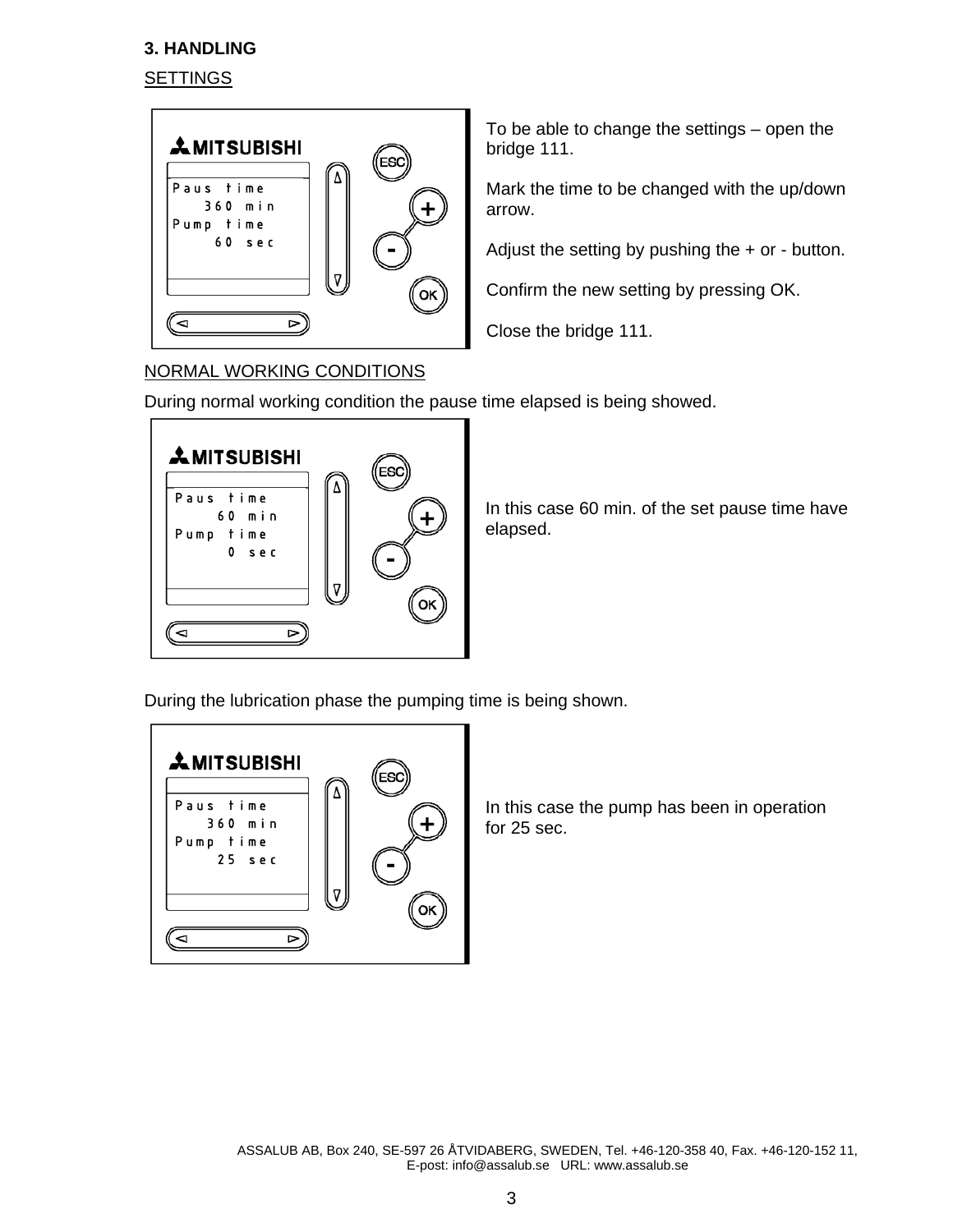### 3. HANDLING

SETTINGS

Paus time
360 min
Pump time
60 sec

To be able to change the settings – open the bridge 111.

Mark the time to be changed with the up/down arrow.

Adjust the setting by pushing the + or - button.

Confirm the new setting by pressing OK.

Close the bridge 111.

NORMAL WORKING CONDITIONS

During normal working condition the pause time elapsed is being showed.

Paus time
60 min
Pump time
0 sec

In this case 60 min. of the set pause time have elapsed.

During the lubrication phase the pumping time is being shown.

Paus time
360 min
Pump time
25 sec

In this case the pump has been in operation for 25 sec.

ASSALUB AB, Box 240, SE-597 26 ÅTVIDABERG, SWEDEN, Tel. +46-120-358 40, Fax. +46-120-152 11,
E-post: info@assalub.se URL: www.assalub.se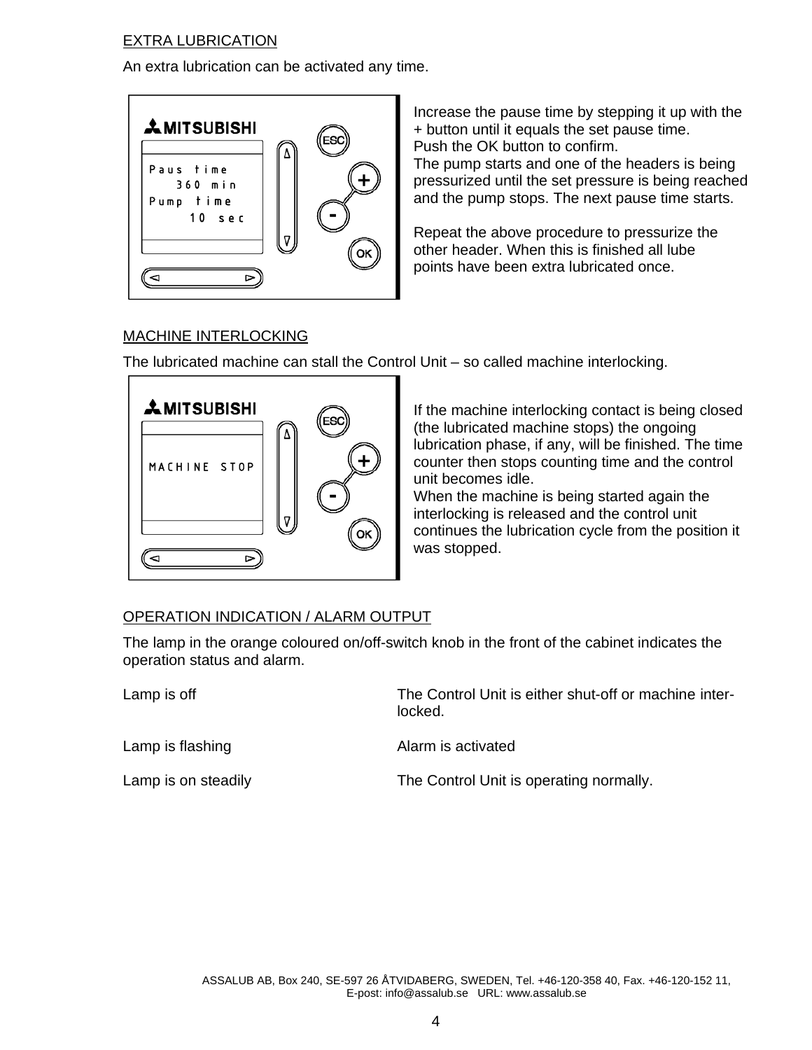## EXTRA LUBRICATION

An extra lubrication can be activated any time.

Increase the pause time by stepping it up with the + button until it equals the set pause time.
Push the OK button to confirm.
The pump starts and one of the headers is being pressurized until the set pressure is being reached and the pump stops. The next pause time starts.

Repeat the above procedure to pressurize the other header. When this is finished all lube points have been extra lubricated once.

## MACHINE INTERLOCKING

The lubricated machine can stall the Control Unit – so called machine interlocking.

If the machine interlocking contact is being closed (the lubricated machine stops) the ongoing lubrication phase, if any, will be finished. The time counter then stops counting time and the control unit becomes idle.
When the machine is being started again the interlocking is released and the control unit continues the lubrication cycle from the position it was stopped.

## OPERATION INDICATION / ALARM OUTPUT

The lamp in the orange coloured on/off-switch knob in the front of the cabinet indicates the operation status and alarm.

| | |
|---|---|
| Lamp is off | The Control Unit is either shut-off or machine inter-locked. |
| Lamp is flashing | Alarm is activated |
| Lamp is on steadily | The Control Unit is operating normally. |

ASSALUB AB, Box 240, SE-597 26 ÅTVIDABERG, SWEDEN, Tel. +46-120-358 40, Fax. +46-120-152 11,
E-post: info@assalub.se URL: www.assalub.se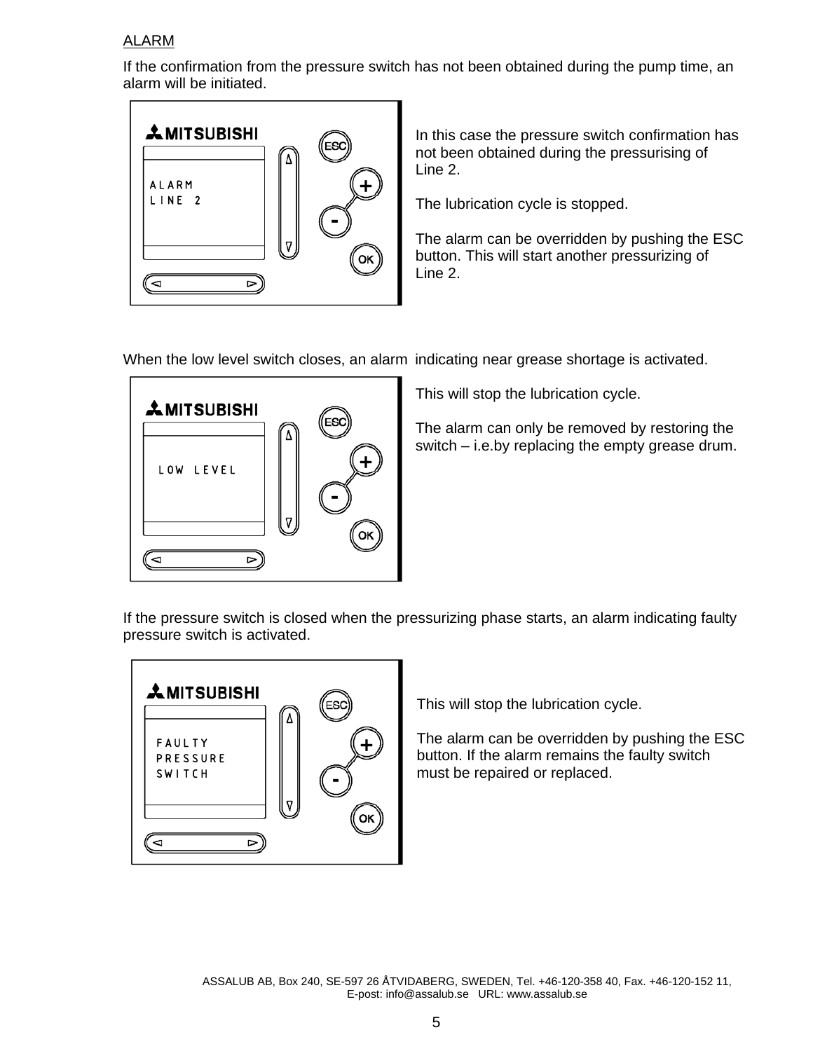ALARM

If the confirmation from the pressure switch has not been obtained during the pump time, an alarm will be initiated.

ALARM
LINE 2

In this case the pressure switch confirmation has not been obtained during the pressurising of Line 2.

The lubrication cycle is stopped.

The alarm can be overridden by pushing the ESC button. This will start another pressurizing of Line 2.

When the low level switch closes, an alarm indicating near grease shortage is activated.

LOW LEVEL

This will stop the lubrication cycle.

The alarm can only be removed by restoring the switch – i.e.by replacing the empty grease drum.

If the pressure switch is closed when the pressurizing phase starts, an alarm indicating faulty pressure switch is activated.

FAULTY
PRESSURE
SWITCH

This will stop the lubrication cycle.

The alarm can be overridden by pushing the ESC button. If the alarm remains the faulty switch must be repaired or replaced.

ASSALUB AB, Box 240, SE-597 26 ÅTVIDABERG, SWEDEN, Tel. +46-120-358 40, Fax. +46-120-152 11,
E-post: info@assalub.se URL: www.assalub.se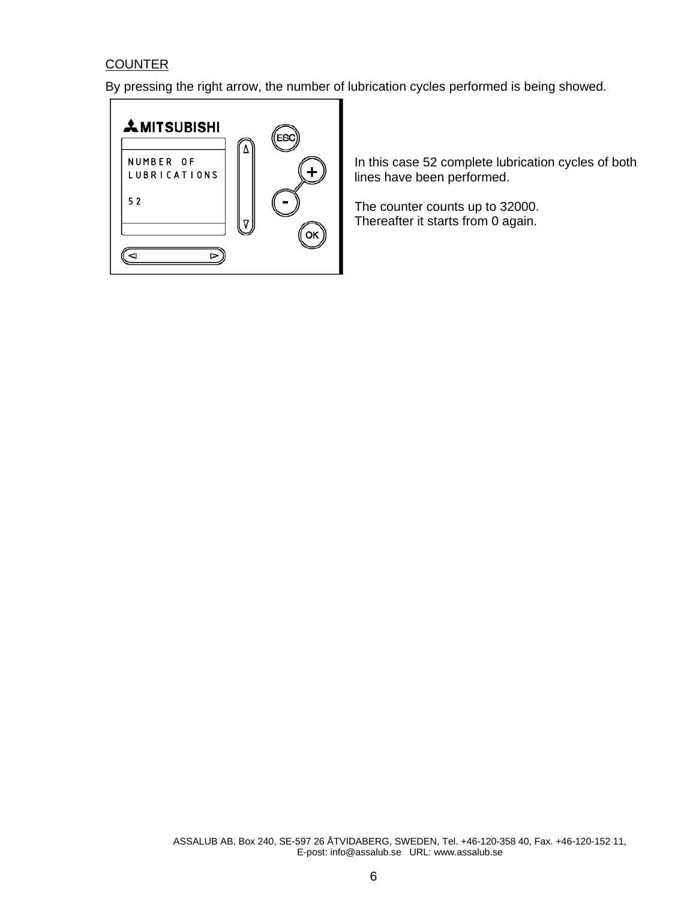COUNTER

By pressing the right arrow, the number of lubrication cycles performed is being showed.

In this case 52 complete lubrication cycles of both lines have been performed.

The counter counts up to 32000.
Thereafter it starts from 0 again.

ASSALUB AB, Box 240, SE-597 26 ÅTVIDABERG, SWEDEN, Tel. +46-120-358 40, Fax. +46-120-152 11,
E-post: info@assalub.se URL: www.assalub.se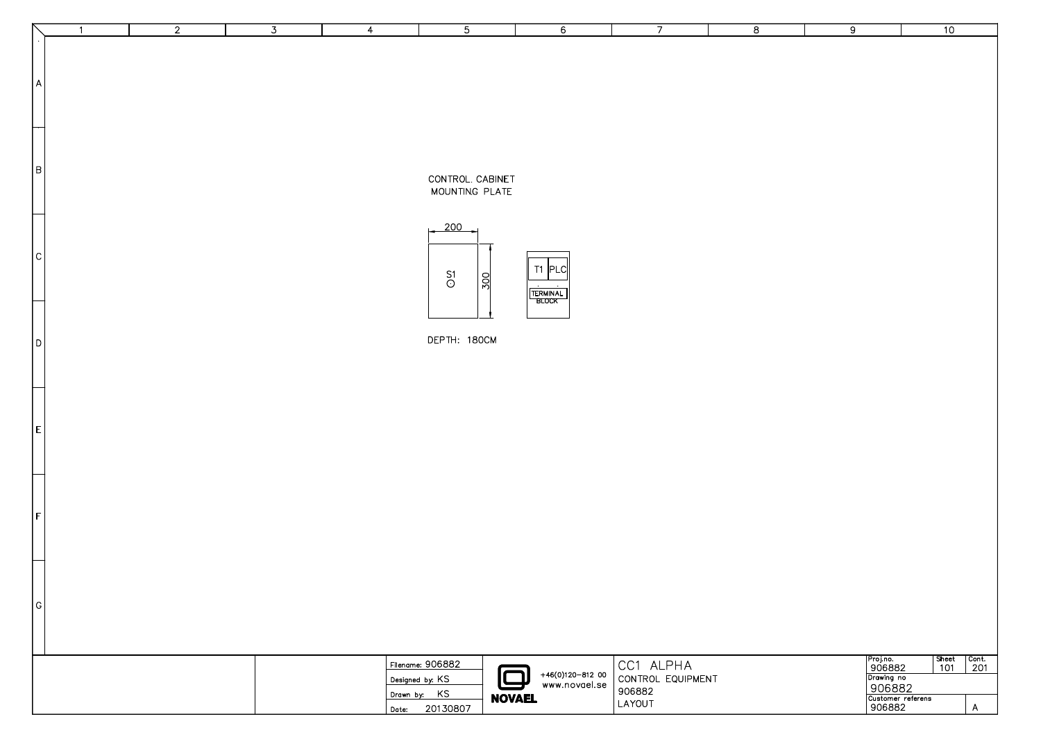CONTROL. CABINET
MOUNTING PLATE

200

300

S1

T1 PLC

TERMINAL BLOCK

DEPTH: 180CM

| Filename: 906882 | +46(0)120-812 00 www.novael.se | CC1 ALPHA | Proj.no. 906882 | Sheet 101 | Cont. 201 |
|---|---|---|---|---|---|
| Designed by: KS | NOVAEL | CONTROL EQUIPMENT | Drawing no 906882 | | |
| Drawn by: KS | | 906882 | Customer referens 906882 | | A |
| Date: 20130807 | | LAYOUT | | | |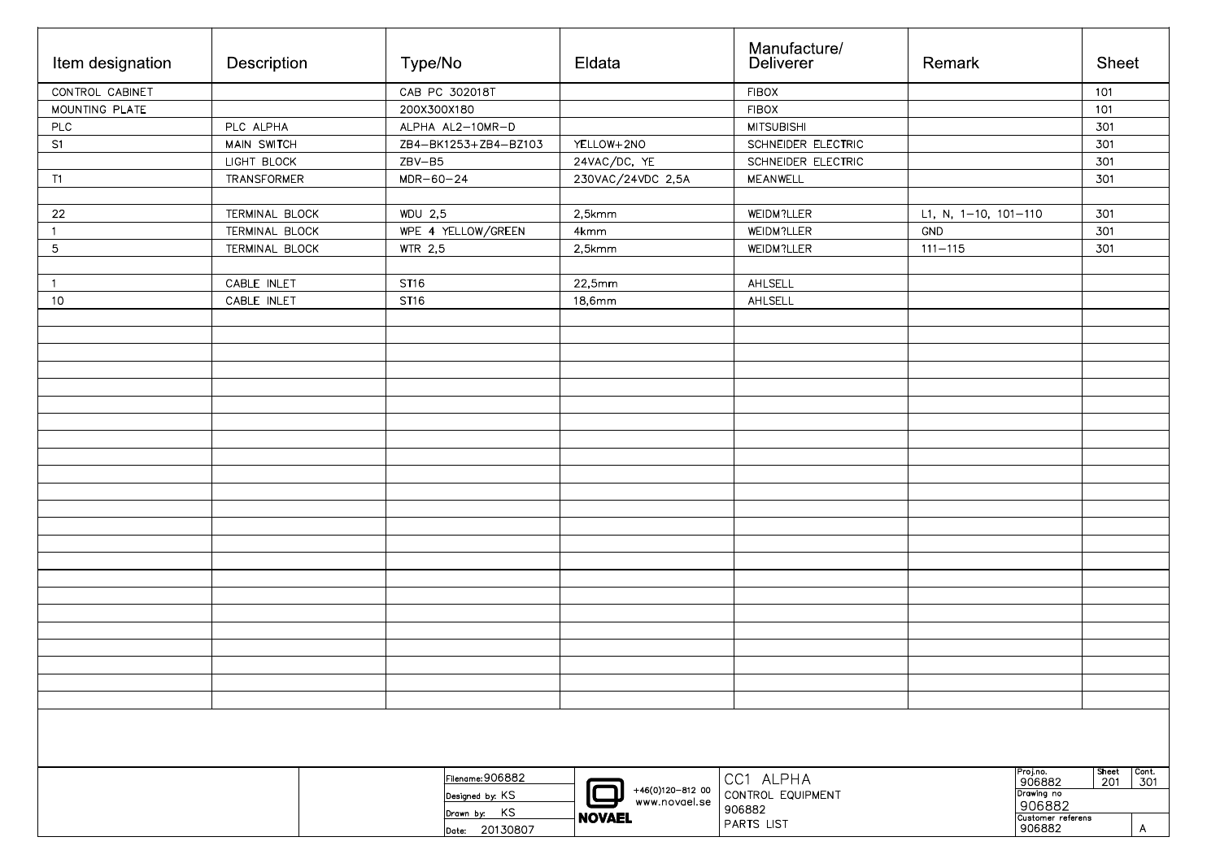| Item designation | Description | Type/No | Eldata | Manufacture/ Deliverer | Remark | Sheet |
|---|---|---|---|---|---|---|
| CONTROL CABINET | | CAB PC 302018T | | FIBOX | | 101 |
| MOUNTING PLATE | | 200X300X180 | | FIBOX | | 101 |
| PLC | PLC ALPHA | ALPHA AL2–10MR–D | | MITSUBISHI | | 301 |
| S1 | MAIN SWITCH | ZB4–BK1253+ZB4–BZ103 | YELLOW+2NO | SCHNEIDER ELECTRIC | | 301 |
| | LIGHT BLOCK | ZBV–B5 | 24VAC/DC, YE | SCHNEIDER ELECTRIC | | 301 |
| T1 | TRANSFORMER | MDR–60–24 | 230VAC/24VDC 2,5A | MEANWELL | | 301 |
| | | | | | | |
| 22 | TERMINAL BLOCK | WDU 2,5 | 2,5kmm | WEIDM?LLER | L1, N, 1–10, 101–110 | 301 |
| 1 | TERMINAL BLOCK | WPE 4 YELLOW/GREEN | 4kmm | WEIDM?LLER | GND | 301 |
| 5 | TERMINAL BLOCK | WTR 2,5 | 2,5kmm | WEIDM?LLER | 111–115 | 301 |
| | | | | | | |
| 1 | CABLE INLET | ST16 | 22,5mm | AHLSELL | | |
| 10 | CABLE INLET | ST16 | 18,6mm | AHLSELL | | |

Filename: 906882
Designed by: KS
Drawn by: KS
Date: 20130807

NOVAEL
+46(0)120–812 00
www.novael.se

CC1 ALPHA
CONTROL EQUIPMENT
906882
PARTS LIST

Proj.no. 906882
Sheet 201
Cont. 301
Drawing no 906882
Customer referens 906882
A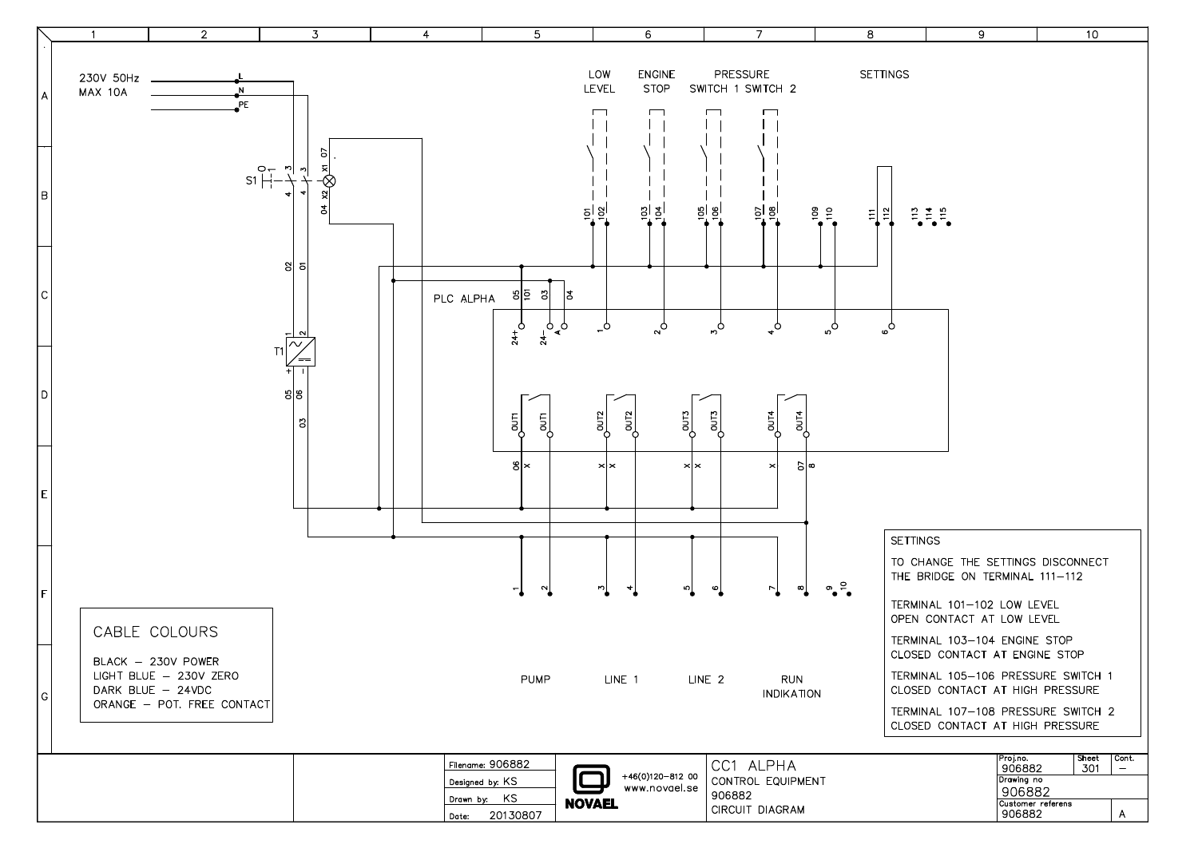230V 50Hz
MAX 10A

L
N
PE

S1

T1

PLC ALPHA

LOW LEVEL

ENGINE STOP

PRESSURE SWITCH 1 SWITCH 2

SETTINGS

PUMP

LINE 1

LINE 2

RUN INDIKATION

## CABLE COLOURS

BLACK – 230V POWER
LIGHT BLUE – 230V ZERO
DARK BLUE – 24VDC
ORANGE – POT. FREE CONTACT

## SETTINGS

TO CHANGE THE SETTINGS DISCONNECT THE BRIDGE ON TERMINAL 111–112

TERMINAL 101–102 LOW LEVEL
OPEN CONTACT AT LOW LEVEL

TERMINAL 103–104 ENGINE STOP
CLOSED CONTACT AT ENGINE STOP

TERMINAL 105–106 PRESSURE SWITCH 1
CLOSED CONTACT AT HIGH PRESSURE

TERMINAL 107–108 PRESSURE SWITCH 2
CLOSED CONTACT AT HIGH PRESSURE

| | | | |
|---|---|---|---|
| Filename: 906882 | NOVAEL +46(0)120–812 00 www.novael.se | CC1 ALPHA | Proj.no. 906882 Sheet 301 Cont. – |
| Designed by: KS | | CONTROL EQUIPMENT | Drawing no 906882 |
| Drawn by: KS | | 906882 | Customer referens 906882 A |
| Date: 20130807 | | CIRCUIT DIAGRAM | |